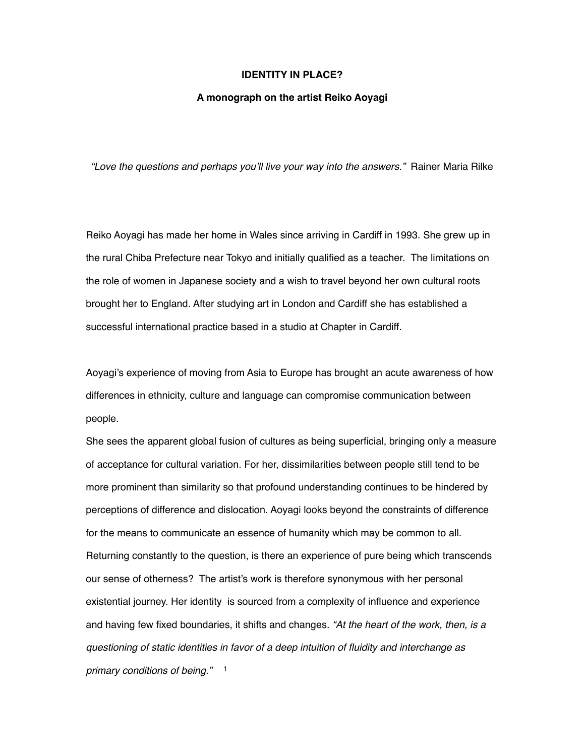# IDENTITY IN PLACE?

## A monograph on the artist Reiko Aoyagi

*"Love the questions and perhaps you'll live your way into the answers."* Rainer Maria Rilke

Reiko Aoyagi has made her home in Wales since arriving in Cardiff in 1993. She grew up in the rural Chiba Prefecture near Tokyo and initially qualified as a teacher. The limitations on the role of women in Japanese society and a wish to travel beyond her own cultural roots brought her to England. After studying art in London and Cardiff she has established a successful international practice based in a studio at Chapter in Cardiff.

Aoyagi's experience of moving from Asia to Europe has brought an acute awareness of how differences in ethnicity, culture and language can compromise communication between people.

She sees the apparent global fusion of cultures as being superficial, bringing only a measure of acceptance for cultural variation. For her, dissimilarities between people still tend to be more prominent than similarity so that profound understanding continues to be hindered by perceptions of difference and dislocation. Aoyagi looks beyond the constraints of difference for the means to communicate an essence of humanity which may be common to all. Returning constantly to the question, is there an experience of pure being which transcends our sense of otherness? The artist's work is therefore synonymous with her personal existential journey. Her identity is sourced from a complexity of influence and experience and having few fixed boundaries, it shifts and changes. *"At the heart of the work, then, is a questioning of static identities in favor of a deep intuition of fluidity and interchange as primary conditions of being."* [1]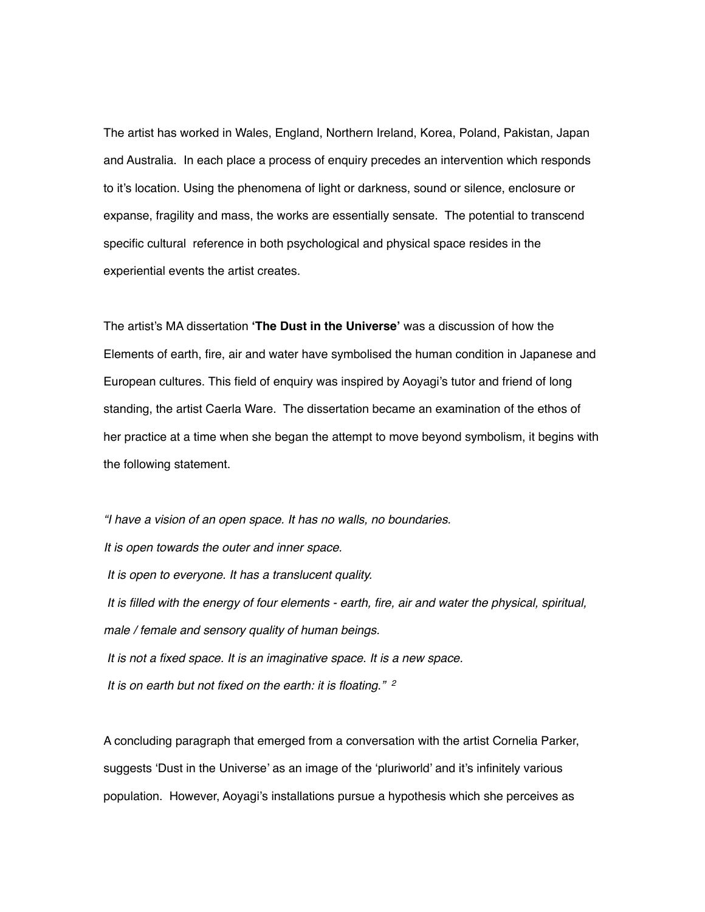The artist has worked in Wales, England, Northern Ireland, Korea, Poland, Pakistan, Japan and Australia. In each place a process of enquiry precedes an intervention which responds to it's location. Using the phenomena of light or darkness, sound or silence, enclosure or expanse, fragility and mass, the works are essentially sensate. The potential to transcend specific cultural reference in both psychological and physical space resides in the experiential events the artist creates.

The artist's MA dissertation **'The Dust in the Universe'** was a discussion of how the Elements of earth, fire, air and water have symbolised the human condition in Japanese and European cultures. This field of enquiry was inspired by Aoyagi's tutor and friend of long standing, the artist Caerla Ware. The dissertation became an examination of the ethos of her practice at a time when she began the attempt to move beyond symbolism, it begins with the following statement.

*"I have a vision of an open space. It has no walls, no boundaries.*
*It is open towards the outer and inner space.*
*It is open to everyone. It has a translucent quality.*
*It is filled with the energy of four elements - earth, fire, air and water the physical, spiritual, male / female and sensory quality of human beings.*
*It is not a fixed space. It is an imaginative space. It is a new space.*
*It is on earth but not fixed on the earth: it is floating."* [2]

A concluding paragraph that emerged from a conversation with the artist Cornelia Parker, suggests 'Dust in the Universe' as an image of the 'pluriworld' and it's infinitely various population. However, Aoyagi's installations pursue a hypothesis which she perceives as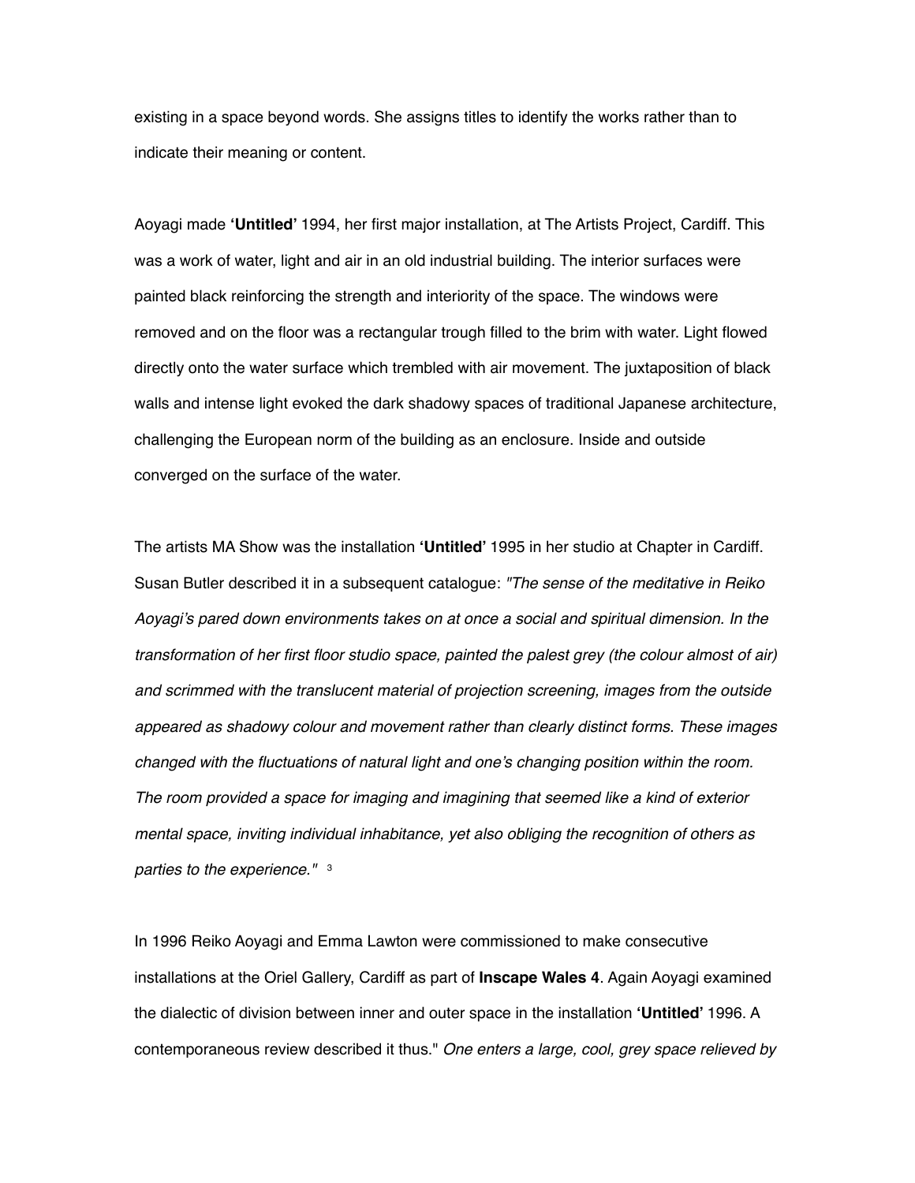existing in a space beyond words. She assigns titles to identify the works rather than to indicate their meaning or content.

Aoyagi made **'Untitled'** 1994, her first major installation, at The Artists Project, Cardiff. This was a work of water, light and air in an old industrial building. The interior surfaces were painted black reinforcing the strength and interiority of the space. The windows were removed and on the floor was a rectangular trough filled to the brim with water. Light flowed directly onto the water surface which trembled with air movement. The juxtaposition of black walls and intense light evoked the dark shadowy spaces of traditional Japanese architecture, challenging the European norm of the building as an enclosure. Inside and outside converged on the surface of the water.

The artists MA Show was the installation **'Untitled'** 1995 in her studio at Chapter in Cardiff. Susan Butler described it in a subsequent catalogue: *"The sense of the meditative in Reiko Aoyagi's pared down environments takes on at once a social and spiritual dimension. In the transformation of her first floor studio space, painted the palest grey (the colour almost of air) and scrimmed with the translucent material of projection screening, images from the outside appeared as shadowy colour and movement rather than clearly distinct forms. These images changed with the fluctuations of natural light and one's changing position within the room. The room provided a space for imaging and imagining that seemed like a kind of exterior mental space, inviting individual inhabitance, yet also obliging the recognition of others as parties to the experience."* [3]

In 1996 Reiko Aoyagi and Emma Lawton were commissioned to make consecutive installations at the Oriel Gallery, Cardiff as part of **Inscape Wales 4**. Again Aoyagi examined the dialectic of division between inner and outer space in the installation **'Untitled'** 1996. A contemporaneous review described it thus." *One enters a large, cool, grey space relieved by*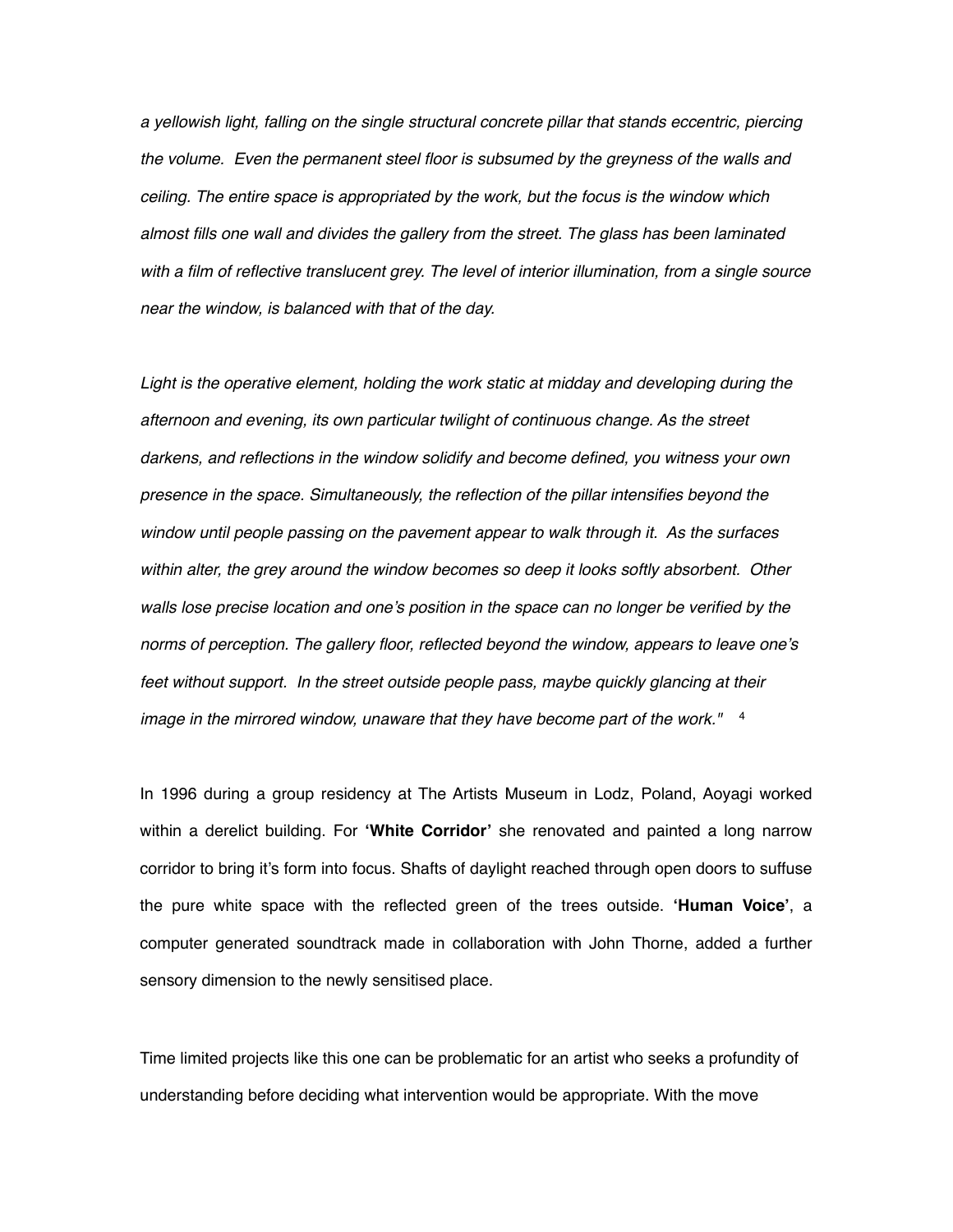*a yellowish light, falling on the single structural concrete pillar that stands eccentric, piercing the volume. Even the permanent steel floor is subsumed by the greyness of the walls and ceiling. The entire space is appropriated by the work, but the focus is the window which almost fills one wall and divides the gallery from the street. The glass has been laminated with a film of reflective translucent grey. The level of interior illumination, from a single source near the window, is balanced with that of the day.*

*Light is the operative element, holding the work static at midday and developing during the afternoon and evening, its own particular twilight of continuous change. As the street darkens, and reflections in the window solidify and become defined, you witness your own presence in the space. Simultaneously, the reflection of the pillar intensifies beyond the window until people passing on the pavement appear to walk through it. As the surfaces within alter, the grey around the window becomes so deep it looks softly absorbent. Other walls lose precise location and one's position in the space can no longer be verified by the norms of perception. The gallery floor, reflected beyond the window, appears to leave one's feet without support. In the street outside people pass, maybe quickly glancing at their image in the mirrored window, unaware that they have become part of the work."* [4]

In 1996 during a group residency at The Artists Museum in Lodz, Poland, Aoyagi worked within a derelict building. For **'White Corridor'** she renovated and painted a long narrow corridor to bring it's form into focus. Shafts of daylight reached through open doors to suffuse the pure white space with the reflected green of the trees outside. **'Human Voice'**, a computer generated soundtrack made in collaboration with John Thorne, added a further sensory dimension to the newly sensitised place.

Time limited projects like this one can be problematic for an artist who seeks a profundity of understanding before deciding what intervention would be appropriate. With the move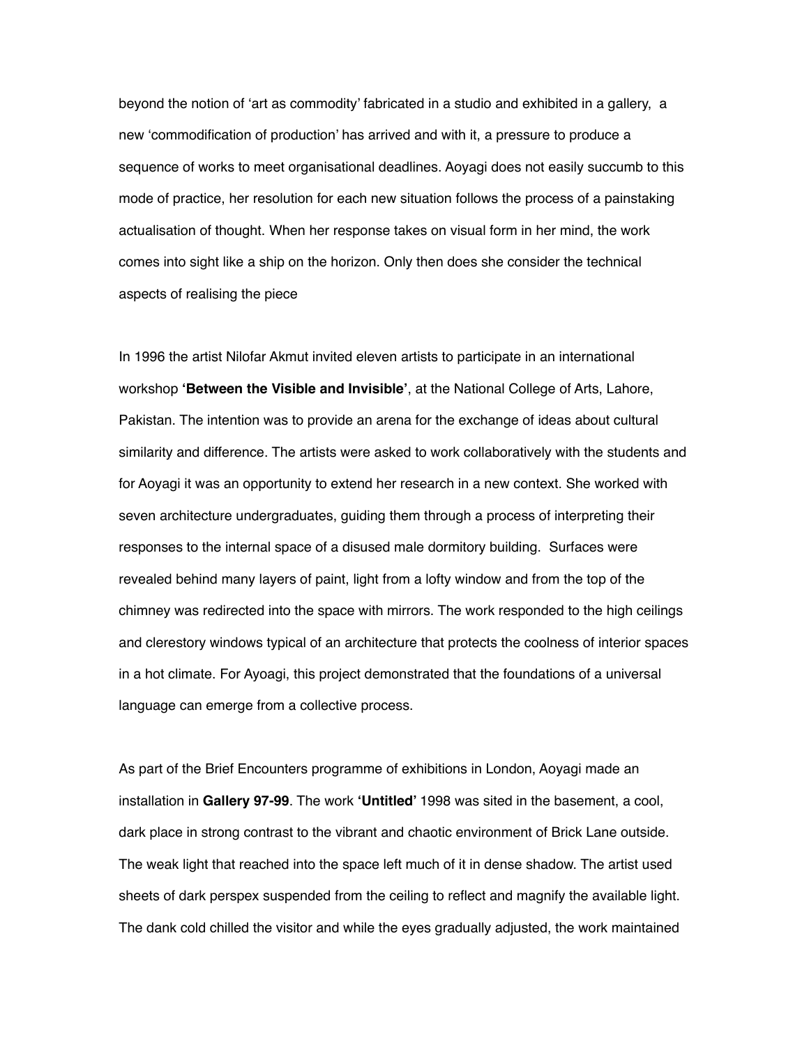beyond the notion of 'art as commodity' fabricated in a studio and exhibited in a gallery, a new 'commodification of production' has arrived and with it, a pressure to produce a sequence of works to meet organisational deadlines. Aoyagi does not easily succumb to this mode of practice, her resolution for each new situation follows the process of a painstaking actualisation of thought. When her response takes on visual form in her mind, the work comes into sight like a ship on the horizon. Only then does she consider the technical aspects of realising the piece

In 1996 the artist Nilofar Akmut invited eleven artists to participate in an international workshop **'Between the Visible and Invisible'**, at the National College of Arts, Lahore, Pakistan. The intention was to provide an arena for the exchange of ideas about cultural similarity and difference. The artists were asked to work collaboratively with the students and for Aoyagi it was an opportunity to extend her research in a new context. She worked with seven architecture undergraduates, guiding them through a process of interpreting their responses to the internal space of a disused male dormitory building. Surfaces were revealed behind many layers of paint, light from a lofty window and from the top of the chimney was redirected into the space with mirrors. The work responded to the high ceilings and clerestory windows typical of an architecture that protects the coolness of interior spaces in a hot climate. For Ayoagi, this project demonstrated that the foundations of a universal language can emerge from a collective process.

As part of the Brief Encounters programme of exhibitions in London, Aoyagi made an installation in **Gallery 97-99**. The work **'Untitled'** 1998 was sited in the basement, a cool, dark place in strong contrast to the vibrant and chaotic environment of Brick Lane outside. The weak light that reached into the space left much of it in dense shadow. The artist used sheets of dark perspex suspended from the ceiling to reflect and magnify the available light. The dank cold chilled the visitor and while the eyes gradually adjusted, the work maintained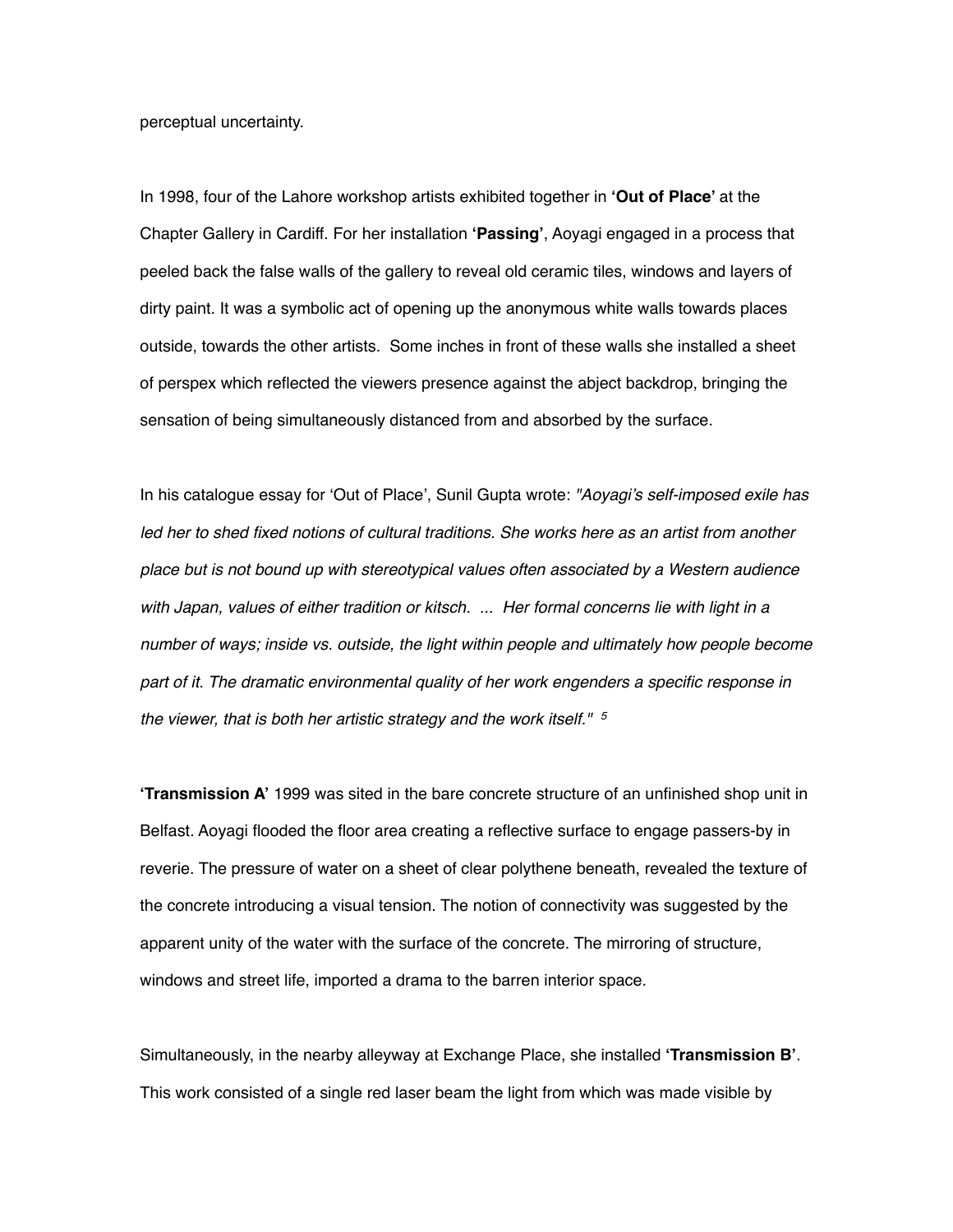perceptual uncertainty.

In 1998, four of the Lahore workshop artists exhibited together in **'Out of Place'** at the Chapter Gallery in Cardiff. For her installation **'Passing'**, Aoyagi engaged in a process that peeled back the false walls of the gallery to reveal old ceramic tiles, windows and layers of dirty paint. It was a symbolic act of opening up the anonymous white walls towards places outside, towards the other artists. Some inches in front of these walls she installed a sheet of perspex which reflected the viewers presence against the abject backdrop, bringing the sensation of being simultaneously distanced from and absorbed by the surface.

In his catalogue essay for 'Out of Place', Sunil Gupta wrote: *"Aoyagi's self-imposed exile has led her to shed fixed notions of cultural traditions. She works here as an artist from another place but is not bound up with stereotypical values often associated by a Western audience with Japan, values of either tradition or kitsch. ... Her formal concerns lie with light in a number of ways; inside vs. outside, the light within people and ultimately how people become part of it. The dramatic environmental quality of her work engenders a specific response in the viewer, that is both her artistic strategy and the work itself."* [5]

**'Transmission A'** 1999 was sited in the bare concrete structure of an unfinished shop unit in Belfast. Aoyagi flooded the floor area creating a reflective surface to engage passers-by in reverie. The pressure of water on a sheet of clear polythene beneath, revealed the texture of the concrete introducing a visual tension. The notion of connectivity was suggested by the apparent unity of the water with the surface of the concrete. The mirroring of structure, windows and street life, imported a drama to the barren interior space.

Simultaneously, in the nearby alleyway at Exchange Place, she installed **'Transmission B'**. This work consisted of a single red laser beam the light from which was made visible by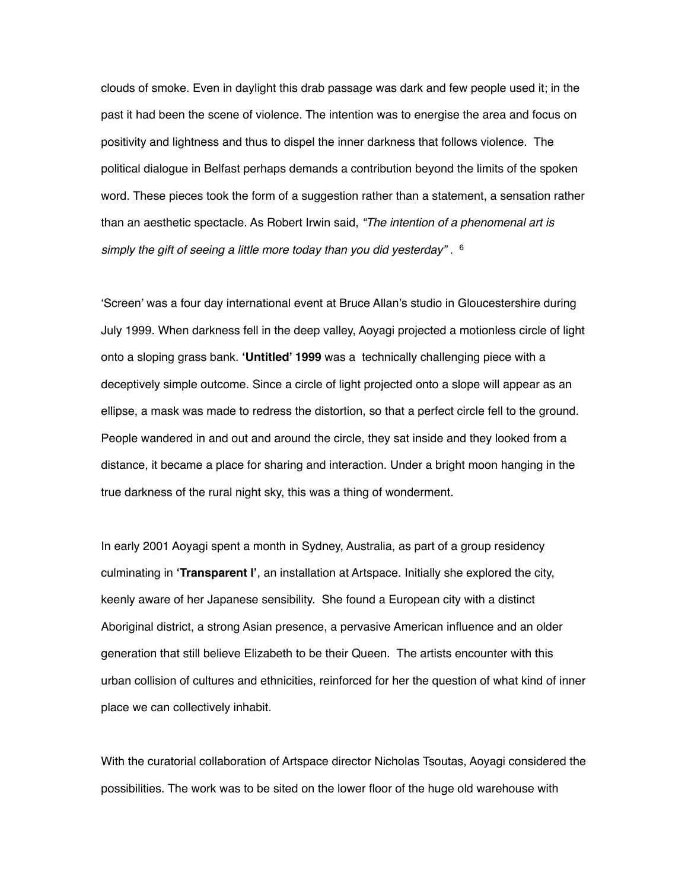clouds of smoke. Even in daylight this drab passage was dark and few people used it; in the past it had been the scene of violence. The intention was to energise the area and focus on positivity and lightness and thus to dispel the inner darkness that follows violence. The political dialogue in Belfast perhaps demands a contribution beyond the limits of the spoken word. These pieces took the form of a suggestion rather than a statement, a sensation rather than an aesthetic spectacle. As Robert Irwin said, *"The intention of a phenomenal art is simply the gift of seeing a little more today than you did yesterday"* . [6]

'Screen' was a four day international event at Bruce Allan's studio in Gloucestershire during July 1999. When darkness fell in the deep valley, Aoyagi projected a motionless circle of light onto a sloping grass bank. **'Untitled' 1999** was a technically challenging piece with a deceptively simple outcome. Since a circle of light projected onto a slope will appear as an ellipse, a mask was made to redress the distortion, so that a perfect circle fell to the ground. People wandered in and out and around the circle, they sat inside and they looked from a distance, it became a place for sharing and interaction. Under a bright moon hanging in the true darkness of the rural night sky, this was a thing of wonderment.

In early 2001 Aoyagi spent a month in Sydney, Australia, as part of a group residency culminating in **'Transparent I'**, an installation at Artspace. Initially she explored the city, keenly aware of her Japanese sensibility. She found a European city with a distinct Aboriginal district, a strong Asian presence, a pervasive American influence and an older generation that still believe Elizabeth to be their Queen. The artists encounter with this urban collision of cultures and ethnicities, reinforced for her the question of what kind of inner place we can collectively inhabit.

With the curatorial collaboration of Artspace director Nicholas Tsoutas, Aoyagi considered the possibilities. The work was to be sited on the lower floor of the huge old warehouse with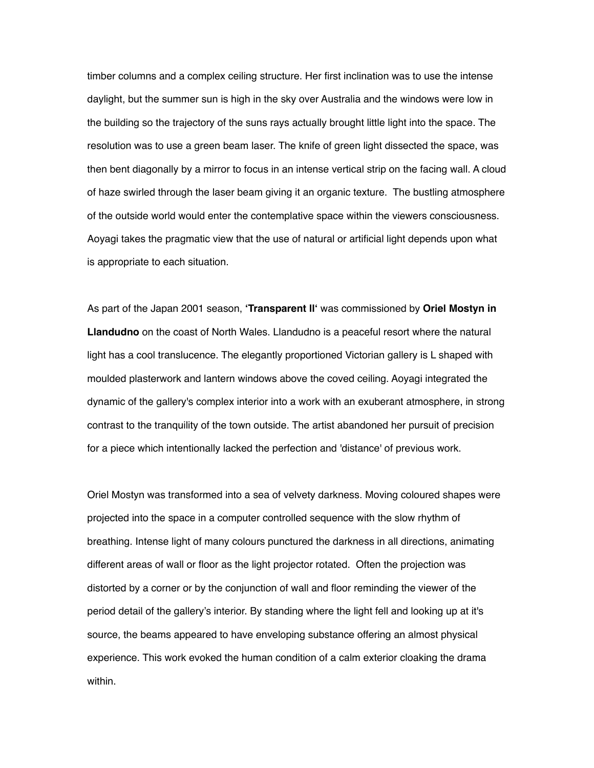timber columns and a complex ceiling structure. Her first inclination was to use the intense daylight, but the summer sun is high in the sky over Australia and the windows were low in the building so the trajectory of the suns rays actually brought little light into the space. The resolution was to use a green beam laser. The knife of green light dissected the space, was then bent diagonally by a mirror to focus in an intense vertical strip on the facing wall. A cloud of haze swirled through the laser beam giving it an organic texture. The bustling atmosphere of the outside world would enter the contemplative space within the viewers consciousness. Aoyagi takes the pragmatic view that the use of natural or artificial light depends upon what is appropriate to each situation.

As part of the Japan 2001 season, **'Transparent II'** was commissioned by **Oriel Mostyn in Llandudno** on the coast of North Wales. Llandudno is a peaceful resort where the natural light has a cool translucence. The elegantly proportioned Victorian gallery is L shaped with moulded plasterwork and lantern windows above the coved ceiling. Aoyagi integrated the dynamic of the gallery's complex interior into a work with an exuberant atmosphere, in strong contrast to the tranquility of the town outside. The artist abandoned her pursuit of precision for a piece which intentionally lacked the perfection and 'distance' of previous work.

Oriel Mostyn was transformed into a sea of velvety darkness. Moving coloured shapes were projected into the space in a computer controlled sequence with the slow rhythm of breathing. Intense light of many colours punctured the darkness in all directions, animating different areas of wall or floor as the light projector rotated. Often the projection was distorted by a corner or by the conjunction of wall and floor reminding the viewer of the period detail of the gallery's interior. By standing where the light fell and looking up at it's source, the beams appeared to have enveloping substance offering an almost physical experience. This work evoked the human condition of a calm exterior cloaking the drama within.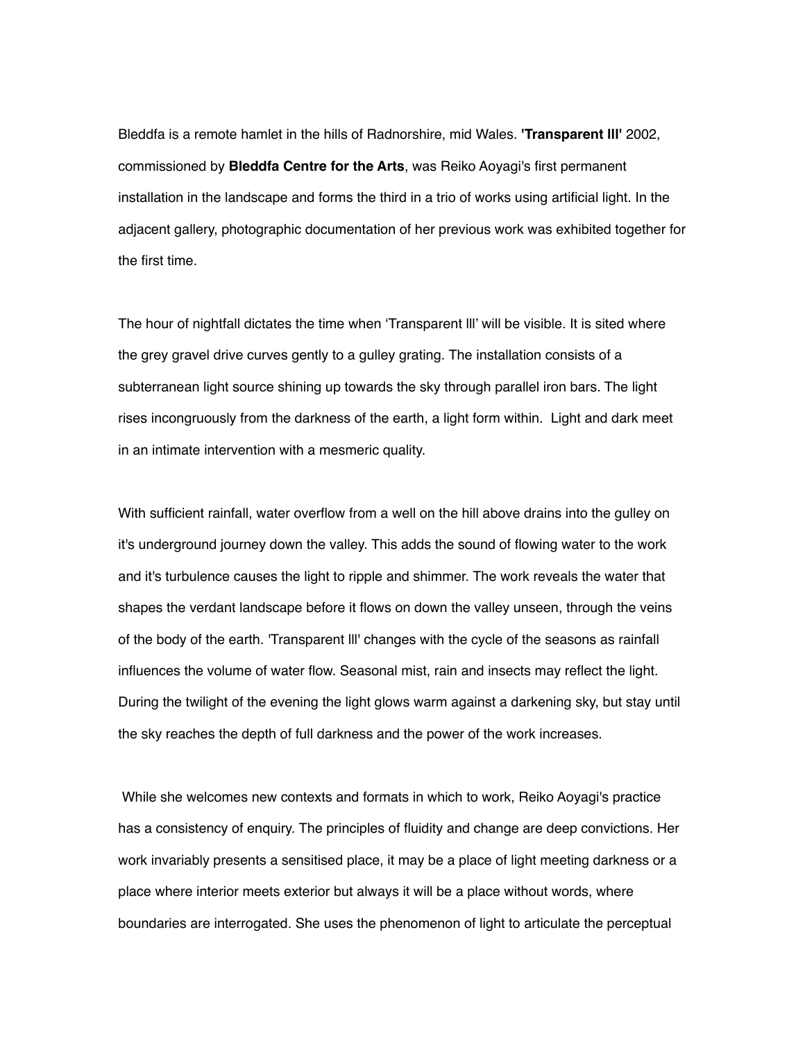Bleddfa is a remote hamlet in the hills of Radnorshire, mid Wales. **'Transparent lll'** 2002, commissioned by **Bleddfa Centre for the Arts**, was Reiko Aoyagi's first permanent installation in the landscape and forms the third in a trio of works using artificial light. In the adjacent gallery, photographic documentation of her previous work was exhibited together for the first time.

The hour of nightfall dictates the time when 'Transparent lll' will be visible. It is sited where the grey gravel drive curves gently to a gulley grating. The installation consists of a subterranean light source shining up towards the sky through parallel iron bars. The light rises incongruously from the darkness of the earth, a light form within. Light and dark meet in an intimate intervention with a mesmeric quality.

With sufficient rainfall, water overflow from a well on the hill above drains into the gulley on it's underground journey down the valley. This adds the sound of flowing water to the work and it's turbulence causes the light to ripple and shimmer. The work reveals the water that shapes the verdant landscape before it flows on down the valley unseen, through the veins of the body of the earth. 'Transparent lll' changes with the cycle of the seasons as rainfall influences the volume of water flow. Seasonal mist, rain and insects may reflect the light. During the twilight of the evening the light glows warm against a darkening sky, but stay until the sky reaches the depth of full darkness and the power of the work increases.

While she welcomes new contexts and formats in which to work, Reiko Aoyagi's practice has a consistency of enquiry. The principles of fluidity and change are deep convictions. Her work invariably presents a sensitised place, it may be a place of light meeting darkness or a place where interior meets exterior but always it will be a place without words, where boundaries are interrogated. She uses the phenomenon of light to articulate the perceptual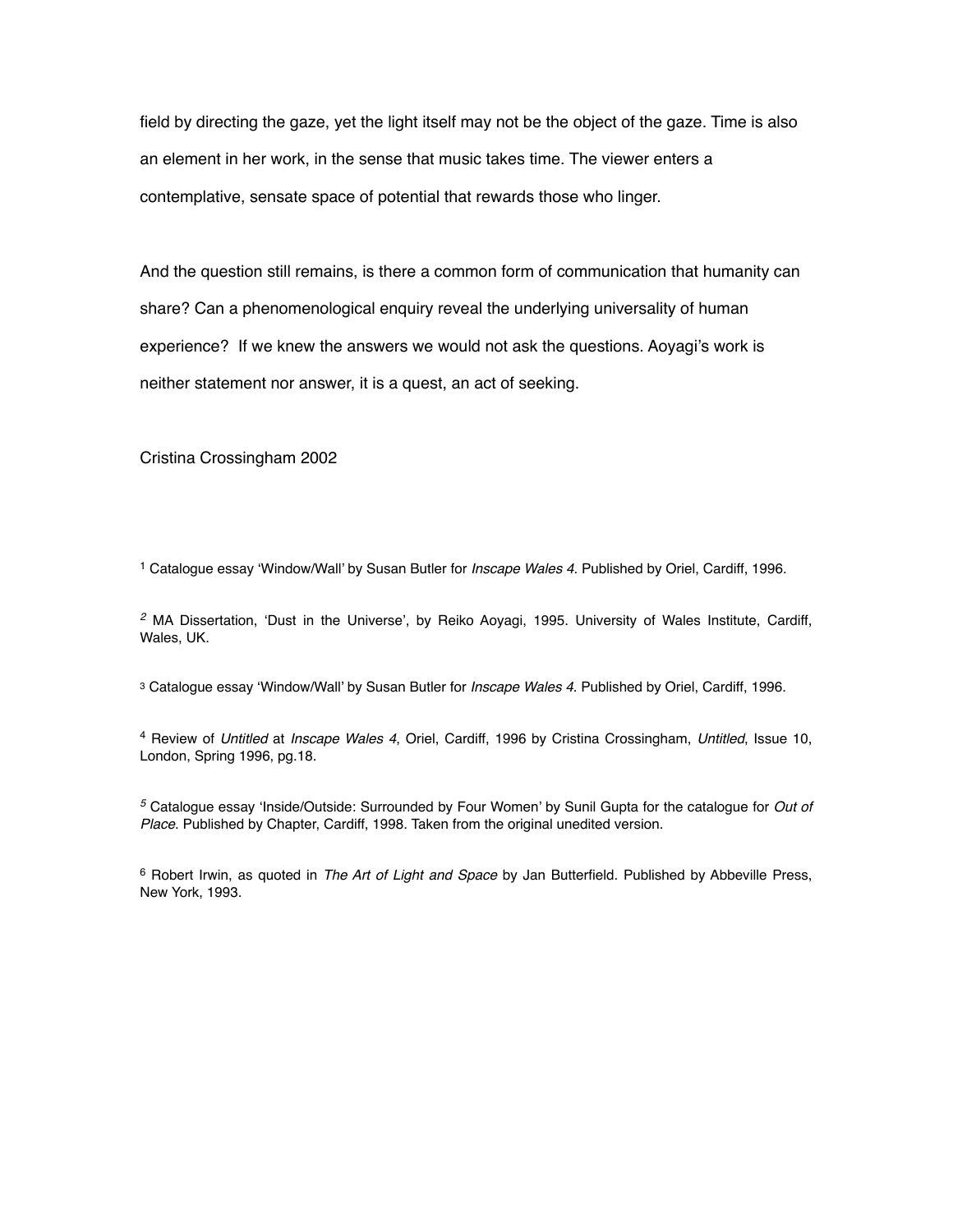field by directing the gaze, yet the light itself may not be the object of the gaze. Time is also an element in her work, in the sense that music takes time. The viewer enters a contemplative, sensate space of potential that rewards those who linger.

And the question still remains, is there a common form of communication that humanity can share? Can a phenomenological enquiry reveal the underlying universality of human experience? If we knew the answers we would not ask the questions. Aoyagi's work is neither statement nor answer, it is a quest, an act of seeking.

Cristina Crossingham 2002

[1] Catalogue essay 'Window/Wall' by Susan Butler for *Inscape Wales 4*. Published by Oriel, Cardiff, 1996.

[2] MA Dissertation, 'Dust in the Universe', by Reiko Aoyagi, 1995. University of Wales Institute, Cardiff, Wales, UK.

[3] Catalogue essay 'Window/Wall' by Susan Butler for *Inscape Wales 4*. Published by Oriel, Cardiff, 1996.

[4] Review of *Untitled* at *Inscape Wales 4*, Oriel, Cardiff, 1996 by Cristina Crossingham, *Untitled*, Issue 10, London, Spring 1996, pg.18.

[5] Catalogue essay 'Inside/Outside: Surrounded by Four Women' by Sunil Gupta for the catalogue for *Out of Place*. Published by Chapter, Cardiff, 1998. Taken from the original unedited version.

[6] Robert Irwin, as quoted in *The Art of Light and Space* by Jan Butterfield. Published by Abbeville Press, New York, 1993.